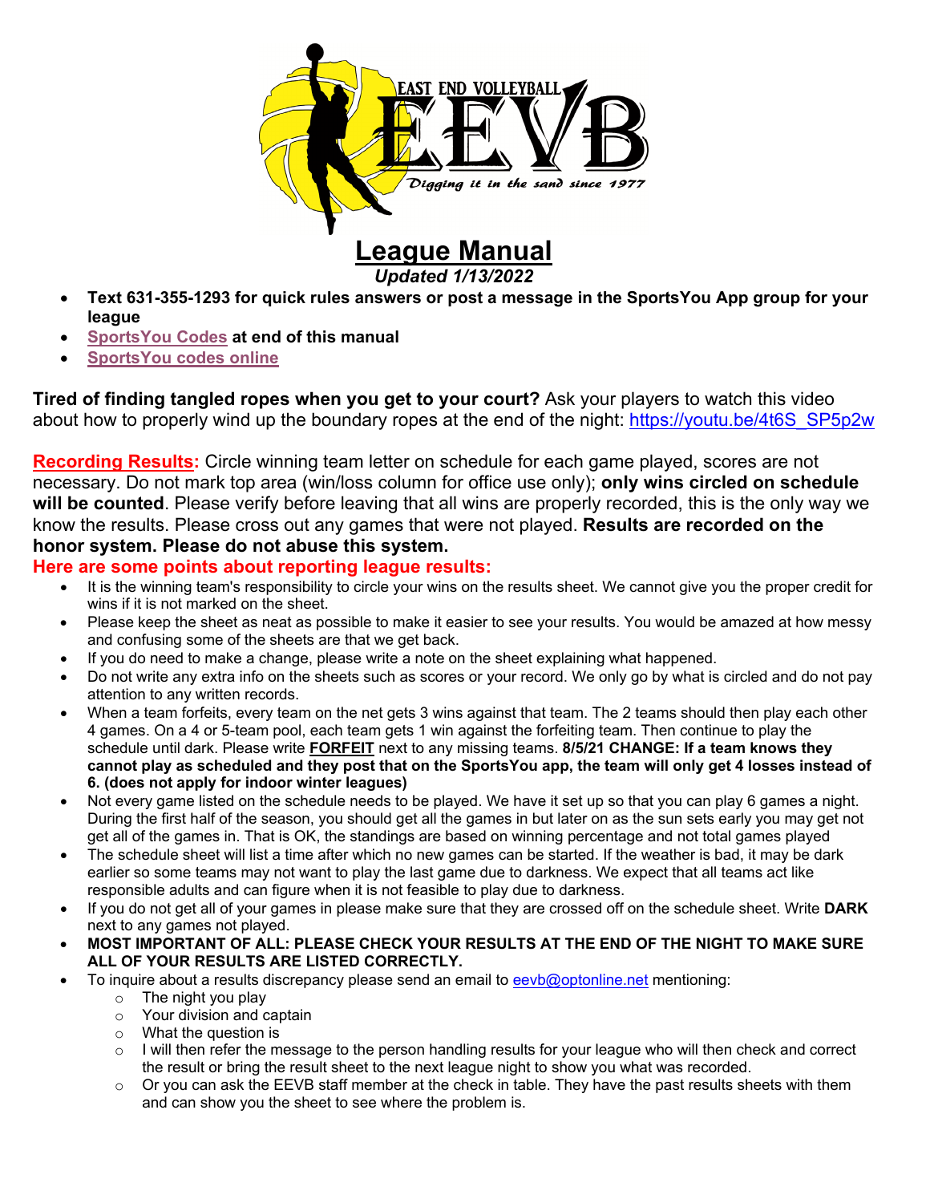# League Manual

*Updated 1/13/2022*

- **Text 631-355-1293 for quick rules answers or post a message in the SportsYou App group for your league**
- **SportsYou Codes at end of this manual**
- **SportsYou codes online**

**Tired of finding tangled ropes when you get to your court?** Ask your players to watch this video about how to properly wind up the boundary ropes at the end of the night: https://youtu.be/4t6S_SP5p2w

**Recording Results:** Circle winning team letter on schedule for each game played, scores are not necessary. Do not mark top area (win/loss column for office use only); **only wins circled on schedule will be counted**. Please verify before leaving that all wins are properly recorded, this is the only way we know the results. Please cross out any games that were not played. **Results are recorded on the honor system. Please do not abuse this system.**

**Here are some points about reporting league results:**

- It is the winning team's responsibility to circle your wins on the results sheet. We cannot give you the proper credit for wins if it is not marked on the sheet.
- Please keep the sheet as neat as possible to make it easier to see your results. You would be amazed at how messy and confusing some of the sheets are that we get back.
- If you do need to make a change, please write a note on the sheet explaining what happened.
- Do not write any extra info on the sheets such as scores or your record. We only go by what is circled and do not pay attention to any written records.
- When a team forfeits, every team on the net gets 3 wins against that team. The 2 teams should then play each other 4 games. On a 4 or 5-team pool, each team gets 1 win against the forfeiting team. Then continue to play the schedule until dark. Please write **FORFEIT** next to any missing teams. **8/5/21 CHANGE: If a team knows they cannot play as scheduled and they post that on the SportsYou app, the team will only get 4 losses instead of 6. (does not apply for indoor winter leagues)**
- Not every game listed on the schedule needs to be played. We have it set up so that you can play 6 games a night. During the first half of the season, you should get all the games in but later on as the sun sets early you may get not get all of the games in. That is OK, the standings are based on winning percentage and not total games played
- The schedule sheet will list a time after which no new games can be started. If the weather is bad, it may be dark earlier so some teams may not want to play the last game due to darkness. We expect that all teams act like responsible adults and can figure when it is not feasible to play due to darkness.
- If you do not get all of your games in please make sure that they are crossed off on the schedule sheet. Write **DARK** next to any games not played.
- **MOST IMPORTANT OF ALL: PLEASE CHECK YOUR RESULTS AT THE END OF THE NIGHT TO MAKE SURE ALL OF YOUR RESULTS ARE LISTED CORRECTLY.**
- To inquire about a results discrepancy please send an email to eevb@optonline.net mentioning:
  - The night you play
  - Your division and captain
  - What the question is
  - I will then refer the message to the person handling results for your league who will then check and correct the result or bring the result sheet to the next league night to show you what was recorded.
  - Or you can ask the EEVB staff member at the check in table. They have the past results sheets with them and can show you the sheet to see where the problem is.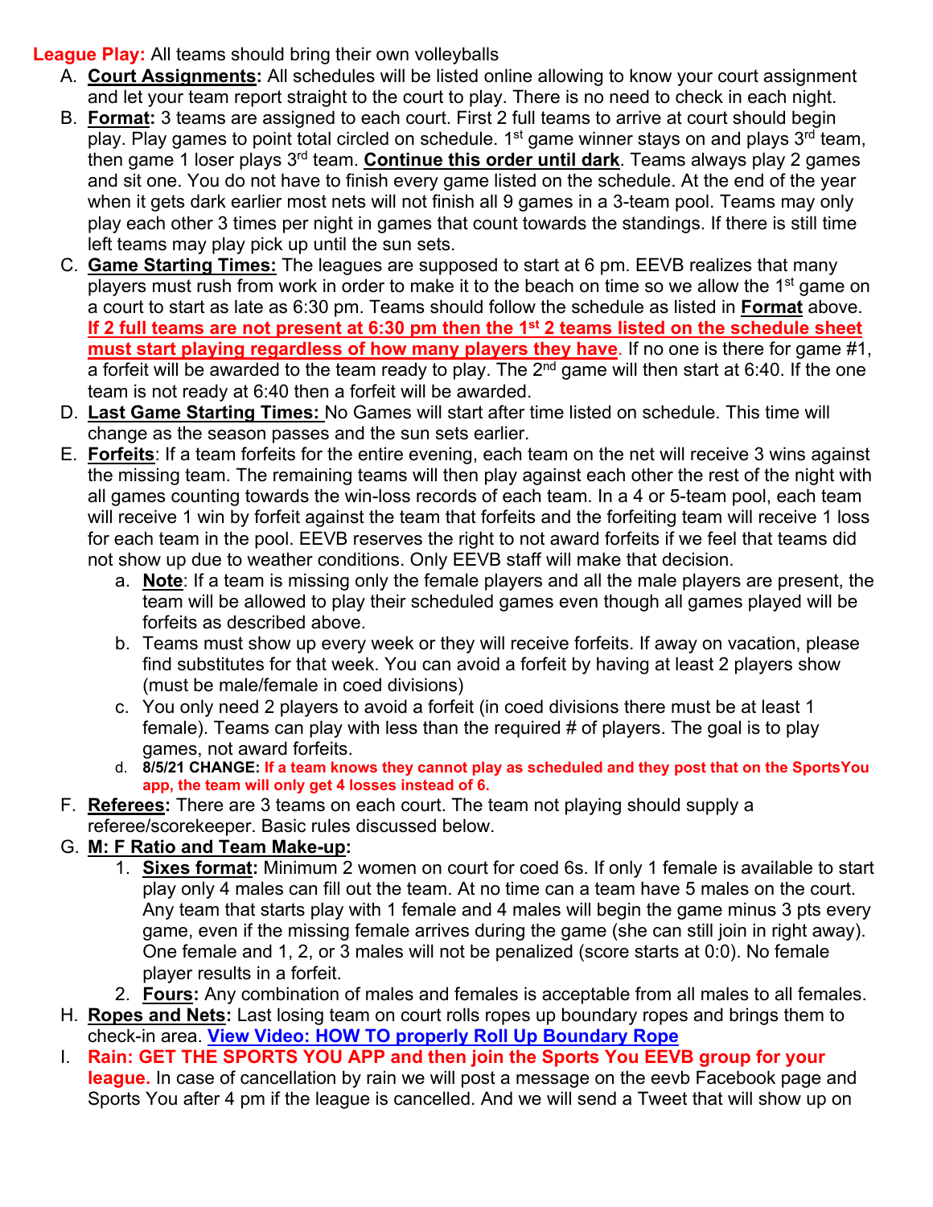**League Play:** All teams should bring their own volleyballs

A. **Court Assignments:** All schedules will be listed online allowing to know your court assignment and let your team report straight to the court to play. There is no need to check in each night.

B. **Format:** 3 teams are assigned to each court. First 2 full teams to arrive at court should begin play. Play games to point total circled on schedule. 1st game winner stays on and plays 3rd team, then game 1 loser plays 3rd team. **Continue this order until dark**. Teams always play 2 games and sit one. You do not have to finish every game listed on the schedule. At the end of the year when it gets dark earlier most nets will not finish all 9 games in a 3-team pool. Teams may only play each other 3 times per night in games that count towards the standings. If there is still time left teams may play pick up until the sun sets.

C. **Game Starting Times:** The leagues are supposed to start at 6 pm. EEVB realizes that many players must rush from work in order to make it to the beach on time so we allow the 1st game on a court to start as late as 6:30 pm. Teams should follow the schedule as listed in **Format** above. **If 2 full teams are not present at 6:30 pm then the 1st 2 teams listed on the schedule sheet must start playing regardless of how many players they have**. If no one is there for game #1, a forfeit will be awarded to the team ready to play. The 2nd game will then start at 6:40. If the one team is not ready at 6:40 then a forfeit will be awarded.

D. **Last Game Starting Times:** No Games will start after time listed on schedule. This time will change as the season passes and the sun sets earlier.

E. **Forfeits**: If a team forfeits for the entire evening, each team on the net will receive 3 wins against the missing team. The remaining teams will then play against each other the rest of the night with all games counting towards the win-loss records of each team. In a 4 or 5-team pool, each team will receive 1 win by forfeit against the team that forfeits and the forfeiting team will receive 1 loss for each team in the pool. EEVB reserves the right to not award forfeits if we feel that teams did not show up due to weather conditions. Only EEVB staff will make that decision.

   a. **Note**: If a team is missing only the female players and all the male players are present, the team will be allowed to play their scheduled games even though all games played will be forfeits as described above.

   b. Teams must show up every week or they will receive forfeits. If away on vacation, please find substitutes for that week. You can avoid a forfeit by having at least 2 players show (must be male/female in coed divisions)

   c. You only need 2 players to avoid a forfeit (in coed divisions there must be at least 1 female). Teams can play with less than the required # of players. The goal is to play games, not award forfeits.

   d. **8/5/21 CHANGE: If a team knows they cannot play as scheduled and they post that on the SportsYou app, the team will only get 4 losses instead of 6.**

F. **Referees:** There are 3 teams on each court. The team not playing should supply a referee/scorekeeper. Basic rules discussed below.

G. **M: F Ratio and Team Make-up:**

   1. **Sixes format:** Minimum 2 women on court for coed 6s. If only 1 female is available to start play only 4 males can fill out the team. At no time can a team have 5 males on the court. Any team that starts play with 1 female and 4 males will begin the game minus 3 pts every game, even if the missing female arrives during the game (she can still join in right away). One female and 1, 2, or 3 males will not be penalized (score starts at 0:0). No female player results in a forfeit.

   2. **Fours:** Any combination of males and females is acceptable from all males to all females.

H. **Ropes and Nets:** Last losing team on court rolls ropes up boundary ropes and brings them to check-in area. **View Video: HOW TO properly Roll Up Boundary Rope**

I. **Rain: GET THE SPORTS YOU APP and then join the Sports You EEVB group for your league.** In case of cancellation by rain we will post a message on the eevb Facebook page and Sports You after 4 pm if the league is cancelled. And we will send a Tweet that will show up on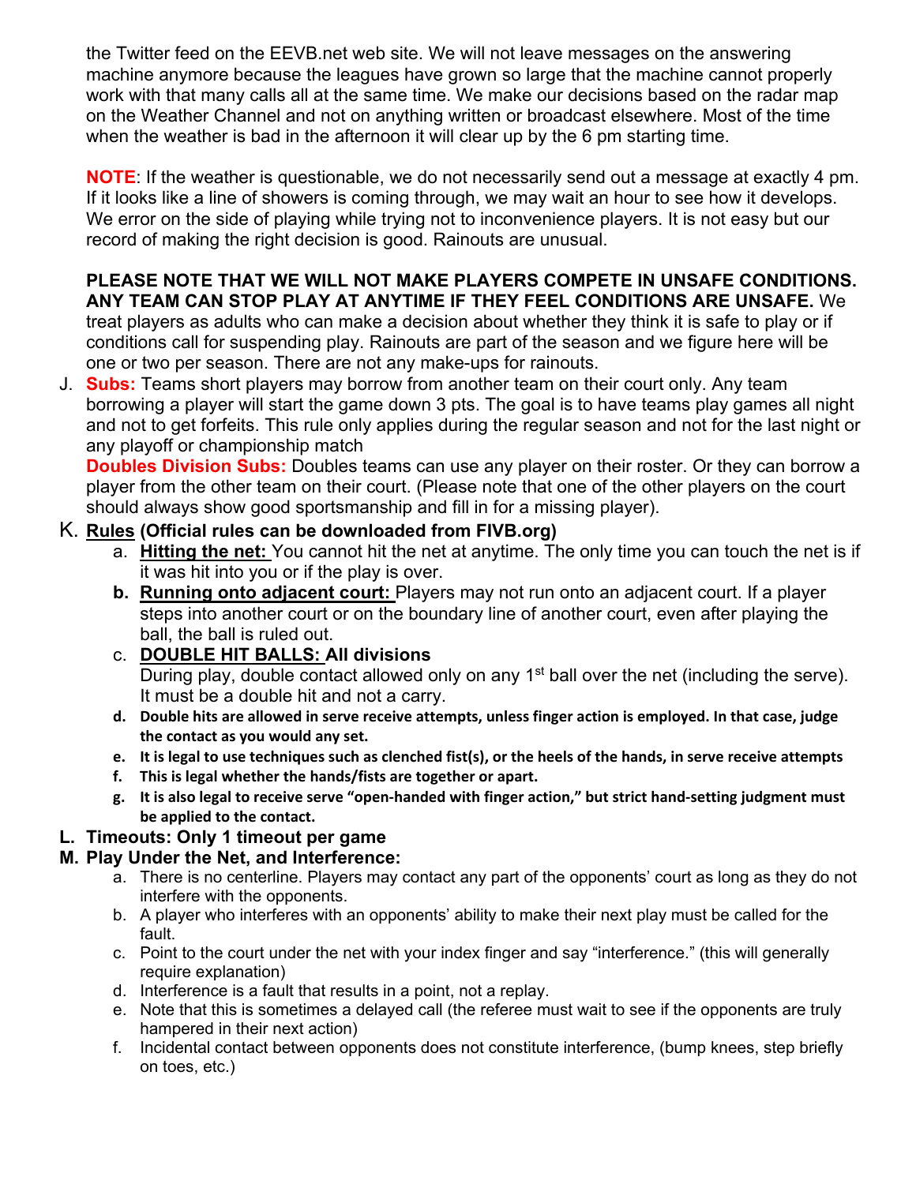the Twitter feed on the EEVB.net web site. We will not leave messages on the answering machine anymore because the leagues have grown so large that the machine cannot properly work with that many calls all at the same time. We make our decisions based on the radar map on the Weather Channel and not on anything written or broadcast elsewhere. Most of the time when the weather is bad in the afternoon it will clear up by the 6 pm starting time.

**NOTE**: If the weather is questionable, we do not necessarily send out a message at exactly 4 pm. If it looks like a line of showers is coming through, we may wait an hour to see how it develops. We error on the side of playing while trying not to inconvenience players. It is not easy but our record of making the right decision is good. Rainouts are unusual.

**PLEASE NOTE THAT WE WILL NOT MAKE PLAYERS COMPETE IN UNSAFE CONDITIONS. ANY TEAM CAN STOP PLAY AT ANYTIME IF THEY FEEL CONDITIONS ARE UNSAFE.** We treat players as adults who can make a decision about whether they think it is safe to play or if conditions call for suspending play. Rainouts are part of the season and we figure here will be one or two per season. There are not any make-ups for rainouts.

J. **Subs:** Teams short players may borrow from another team on their court only. Any team borrowing a player will start the game down 3 pts. The goal is to have teams play games all night and not to get forfeits. This rule only applies during the regular season and not for the last night or any playoff or championship match
   **Doubles Division Subs:** Doubles teams can use any player on their roster. Or they can borrow a player from the other team on their court. (Please note that one of the other players on the court should always show good sportsmanship and fill in for a missing player).

K. **Rules (Official rules can be downloaded from FIVB.org)**
   a. **Hitting the net:** You cannot hit the net at anytime. The only time you can touch the net is if it was hit into you or if the play is over.
   b. **Running onto adjacent court:** Players may not run onto an adjacent court. If a player steps into another court or on the boundary line of another court, even after playing the ball, the ball is ruled out.
   c. **DOUBLE HIT BALLS: All divisions**
      During play, double contact allowed only on any 1st ball over the net (including the serve). It must be a double hit and not a carry.
   d. **Double hits are allowed in serve receive attempts, unless finger action is employed. In that case, judge the contact as you would any set.**
   e. **It is legal to use techniques such as clenched fist(s), or the heels of the hands, in serve receive attempts**
   f. **This is legal whether the hands/fists are together or apart.**
   g. **It is also legal to receive serve "open-handed with finger action," but strict hand-setting judgment must be applied to the contact.**

L. **Timeouts: Only 1 timeout per game**

M. **Play Under the Net, and Interference:**
   a. There is no centerline. Players may contact any part of the opponents' court as long as they do not interfere with the opponents.
   b. A player who interferes with an opponents' ability to make their next play must be called for the fault.
   c. Point to the court under the net with your index finger and say "interference." (this will generally require explanation)
   d. Interference is a fault that results in a point, not a replay.
   e. Note that this is sometimes a delayed call (the referee must wait to see if the opponents are truly hampered in their next action)
   f. Incidental contact between opponents does not constitute interference, (bump knees, step briefly on toes, etc.)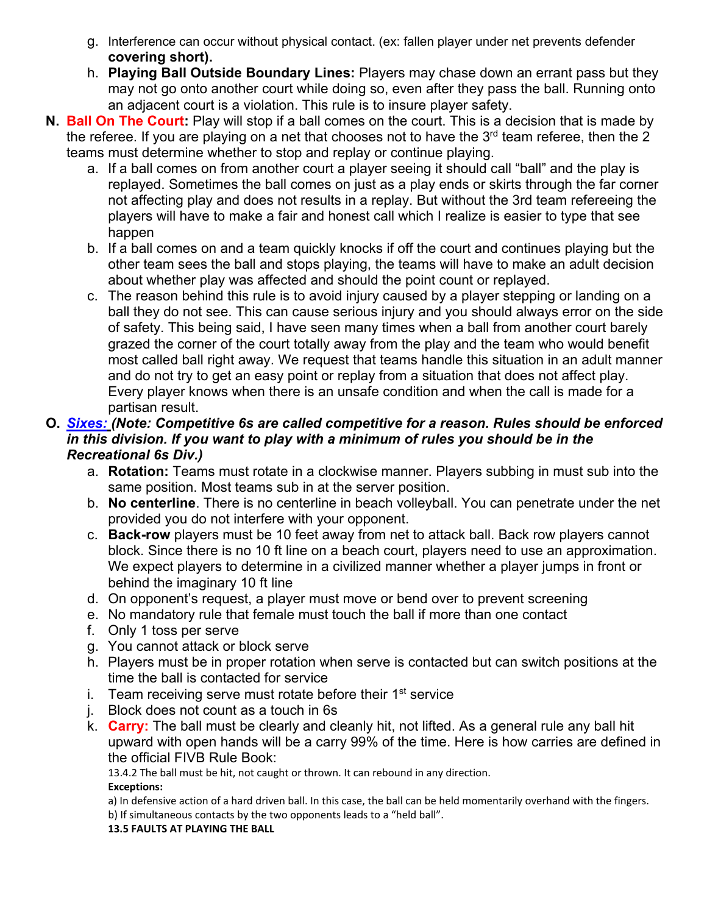g. Interference can occur without physical contact. (ex: fallen player under net prevents defender **covering short).**

h. **Playing Ball Outside Boundary Lines:** Players may chase down an errant pass but they may not go onto another court while doing so, even after they pass the ball. Running onto an adjacent court is a violation. This rule is to insure player safety.

**N. Ball On The Court:** Play will stop if a ball comes on the court. This is a decision that is made by the referee. If you are playing on a net that chooses not to have the 3rd team referee, then the 2 teams must determine whether to stop and replay or continue playing.

a. If a ball comes on from another court a player seeing it should call "ball" and the play is replayed. Sometimes the ball comes on just as a play ends or skirts through the far corner not affecting play and does not results in a replay. But without the 3rd team refereeing the players will have to make a fair and honest call which I realize is easier to type that see happen

b. If a ball comes on and a team quickly knocks if off the court and continues playing but the other team sees the ball and stops playing, the teams will have to make an adult decision about whether play was affected and should the point count or replayed.

c. The reason behind this rule is to avoid injury caused by a player stepping or landing on a ball they do not see. This can cause serious injury and you should always error on the side of safety. This being said, I have seen many times when a ball from another court barely grazed the corner of the court totally away from the play and the team who would benefit most called ball right away. We request that teams handle this situation in an adult manner and do not try to get an easy point or replay from a situation that does not affect play. Every player knows when there is an unsafe condition and when the call is made for a partisan result.

**O. *Sixes:* *(Note: Competitive 6s are called competitive for a reason. Rules should be enforced in this division. If you want to play with a minimum of rules you should be in the Recreational 6s Div.)***

a. **Rotation:** Teams must rotate in a clockwise manner. Players subbing in must sub into the same position. Most teams sub in at the server position.

b. **No centerline**. There is no centerline in beach volleyball. You can penetrate under the net provided you do not interfere with your opponent.

c. **Back-row** players must be 10 feet away from net to attack ball. Back row players cannot block. Since there is no 10 ft line on a beach court, players need to use an approximation. We expect players to determine in a civilized manner whether a player jumps in front or behind the imaginary 10 ft line

d. On opponent's request, a player must move or bend over to prevent screening

e. No mandatory rule that female must touch the ball if more than one contact

f. Only 1 toss per serve

g. You cannot attack or block serve

h. Players must be in proper rotation when serve is contacted but can switch positions at the time the ball is contacted for service

i. Team receiving serve must rotate before their 1st service

j. Block does not count as a touch in 6s

k. **Carry:** The ball must be clearly and cleanly hit, not lifted. As a general rule any ball hit upward with open hands will be a carry 99% of the time. Here is how carries are defined in the official FIVB Rule Book:

13.4.2 The ball must be hit, not caught or thrown. It can rebound in any direction.

**Exceptions:**

a) In defensive action of a hard driven ball. In this case, the ball can be held momentarily overhand with the fingers.

b) If simultaneous contacts by the two opponents leads to a "held ball".

**13.5 FAULTS AT PLAYING THE BALL**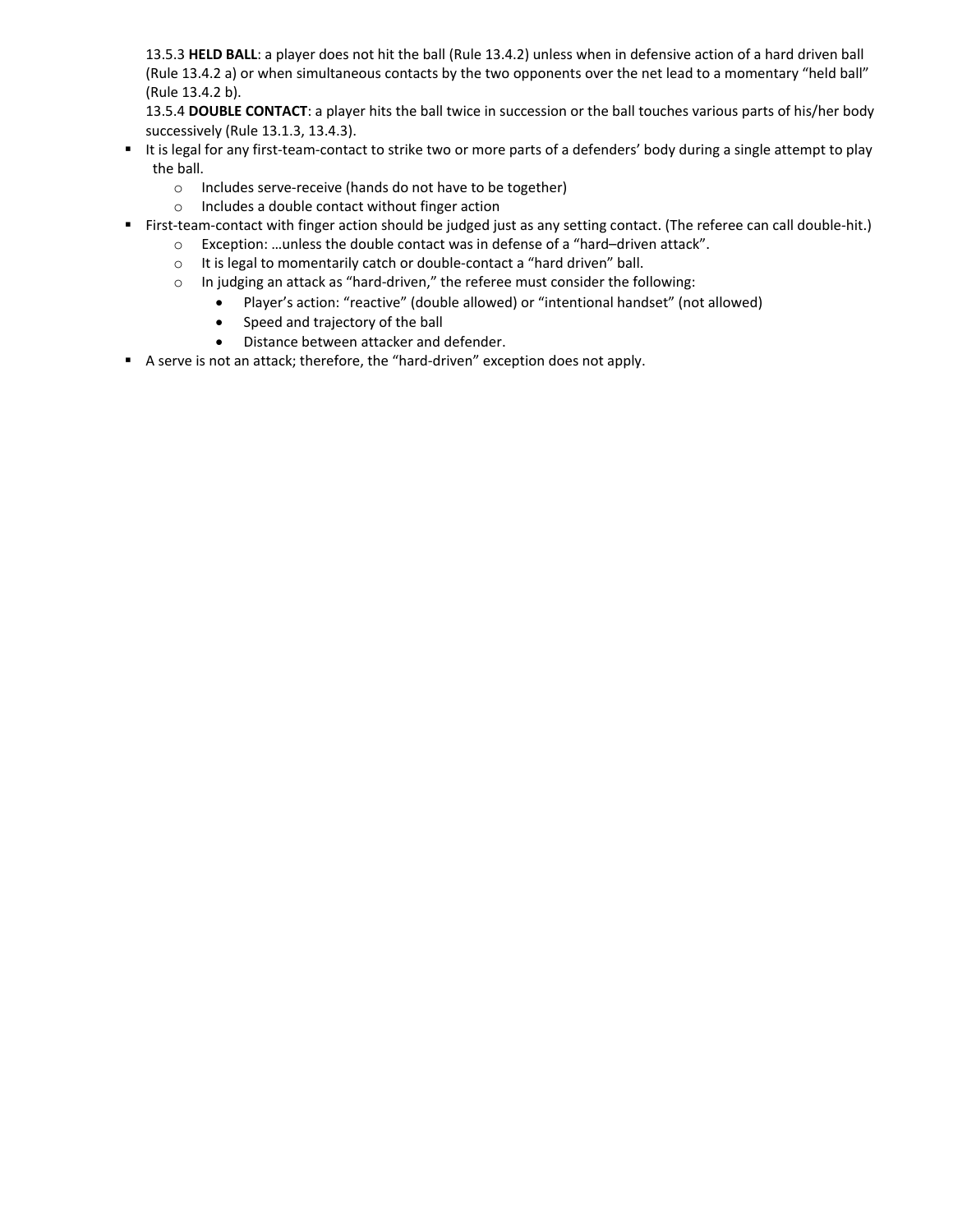13.5.3 **HELD BALL**: a player does not hit the ball (Rule 13.4.2) unless when in defensive action of a hard driven ball (Rule 13.4.2 a) or when simultaneous contacts by the two opponents over the net lead to a momentary "held ball" (Rule 13.4.2 b).

13.5.4 **DOUBLE CONTACT**: a player hits the ball twice in succession or the ball touches various parts of his/her body successively (Rule 13.1.3, 13.4.3).

- It is legal for any first-team-contact to strike two or more parts of a defenders' body during a single attempt to play the ball.
  - Includes serve-receive (hands do not have to be together)
  - Includes a double contact without finger action
- First-team-contact with finger action should be judged just as any setting contact. (The referee can call double-hit.)
  - Exception: …unless the double contact was in defense of a "hard–driven attack".
  - It is legal to momentarily catch or double-contact a "hard driven" ball.
  - In judging an attack as "hard-driven," the referee must consider the following:
    - Player's action: "reactive" (double allowed) or "intentional handset" (not allowed)
    - Speed and trajectory of the ball
    - Distance between attacker and defender.
- A serve is not an attack; therefore, the "hard-driven" exception does not apply.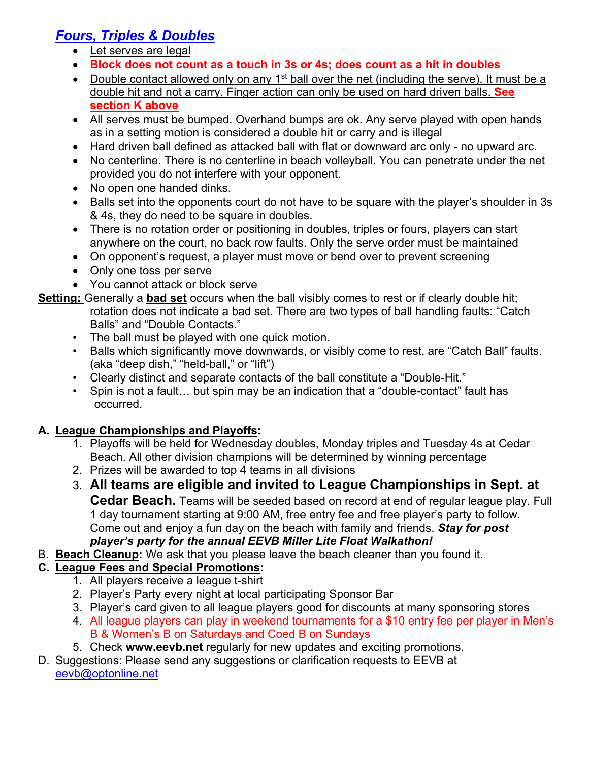## *Fours, Triples & Doubles*

- Let serves are legal
- **Block does not count as a touch in 3s or 4s; does count as a hit in doubles**
- Double contact allowed only on any 1st ball over the net (including the serve). It must be a double hit and not a carry. Finger action can only be used on hard driven balls. **See section K above**
- All serves must be bumped. Overhand bumps are ok. Any serve played with open hands as in a setting motion is considered a double hit or carry and is illegal
- Hard driven ball defined as attacked ball with flat or downward arc only - no upward arc.
- No centerline. There is no centerline in beach volleyball. You can penetrate under the net provided you do not interfere with your opponent.
- No open one handed dinks.
- Balls set into the opponents court do not have to be square with the player's shoulder in 3s & 4s, they do need to be square in doubles.
- There is no rotation order or positioning in doubles, triples or fours, players can start anywhere on the court, no back row faults. Only the serve order must be maintained
- On opponent's request, a player must move or bend over to prevent screening
- Only one toss per serve
- You cannot attack or block serve

**Setting:** Generally a **bad set** occurs when the ball visibly comes to rest or if clearly double hit; rotation does not indicate a bad set. There are two types of ball handling faults: "Catch Balls" and "Double Contacts."

- The ball must be played with one quick motion.
- Balls which significantly move downwards, or visibly come to rest, are "Catch Ball" faults. (aka "deep dish," "held-ball," or "lift")
- Clearly distinct and separate contacts of the ball constitute a "Double-Hit."
- Spin is not a fault… but spin may be an indication that a "double-contact" fault has occurred.

**A. League Championships and Playoffs:**

1. Playoffs will be held for Wednesday doubles, Monday triples and Tuesday 4s at Cedar Beach. All other division champions will be determined by winning percentage
2. Prizes will be awarded to top 4 teams in all divisions
3. **All teams are eligible and invited to League Championships in Sept. at Cedar Beach.** Teams will be seeded based on record at end of regular league play. Full 1 day tournament starting at 9:00 AM, free entry fee and free player's party to follow. Come out and enjoy a fun day on the beach with family and friends. ***Stay for post player's party for the annual EEVB Miller Lite Float Walkathon!***

B. **Beach Cleanup:** We ask that you please leave the beach cleaner than you found it.

**C. League Fees and Special Promotions:**

1. All players receive a league t-shirt
2. Player's Party every night at local participating Sponsor Bar
3. Player's card given to all league players good for discounts at many sponsoring stores
4. All league players can play in weekend tournaments for a $10 entry fee per player in Men's B & Women's B on Saturdays and Coed B on Sundays
5. Check **www.eevb.net** regularly for new updates and exciting promotions.

D. Suggestions: Please send any suggestions or clarification requests to EEVB at eevb@optonline.net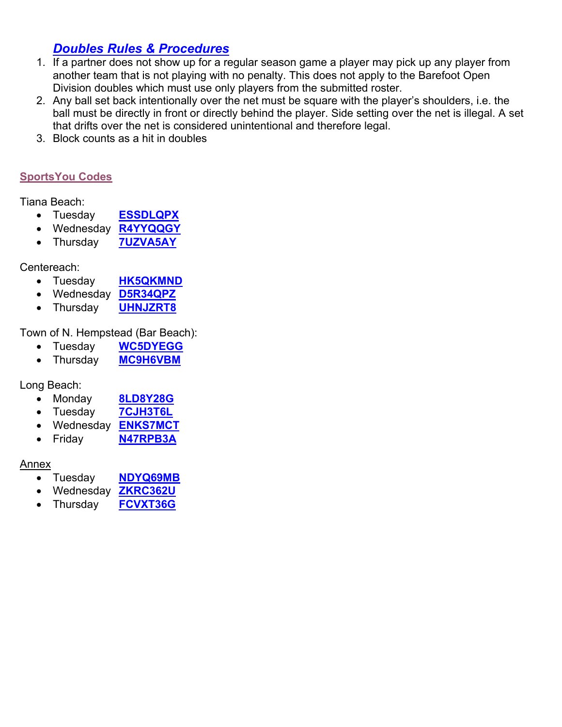## ***Doubles Rules & Procedures***

1. If a partner does not show up for a regular season game a player may pick up any player from another team that is not playing with no penalty. This does not apply to the Barefoot Open Division doubles which must use only players from the submitted roster.
2. Any ball set back intentionally over the net must be square with the player's shoulders, i.e. the ball must be directly in front or directly behind the player. Side setting over the net is illegal. A set that drifts over the net is considered unintentional and therefore legal.
3. Block counts as a hit in doubles

### SportsYou Codes

Tiana Beach:

- Tuesday **ESSDLQPX**
- Wednesday **R4YYQQGY**
- Thursday **7UZVA5AY**

Centereach:

- Tuesday **HK5QKMND**
- Wednesday **D5R34QPZ**
- Thursday **UHNJZRT8**

Town of N. Hempstead (Bar Beach):

- Tuesday **WC5DYEGG**
- Thursday **MC9H6VBM**

Long Beach:

- Monday **8LD8Y28G**
- Tuesday **7CJH3T6L**
- Wednesday **ENKS7MCT**
- Friday **N47RPB3A**

Annex

- Tuesday **NDYQ69MB**
- Wednesday **ZKRC362U**
- Thursday **FCVXT36G**